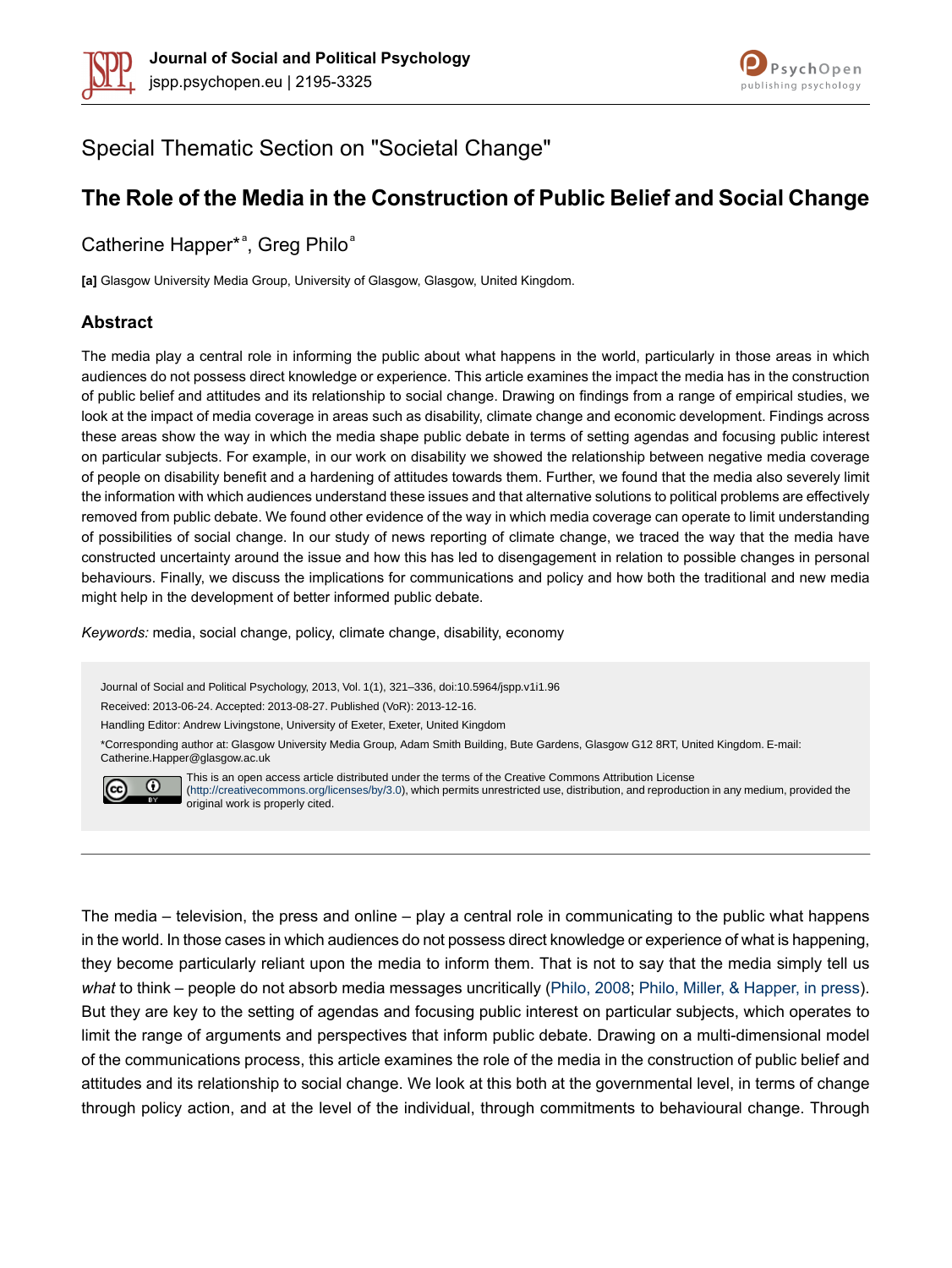Journal of Social and Political Psychology
jspp.psychopen.eu | 2195-3325

Special Thematic Section on "Societal Change"

# The Role of the Media in the Construction of Public Belief and Social Change

Catherine Happer*[a], Greg Philo[a]

**[a]** Glasgow University Media Group, University of Glasgow, Glasgow, United Kingdom.

## Abstract

The media play a central role in informing the public about what happens in the world, particularly in those areas in which audiences do not possess direct knowledge or experience. This article examines the impact the media has in the construction of public belief and attitudes and its relationship to social change. Drawing on findings from a range of empirical studies, we look at the impact of media coverage in areas such as disability, climate change and economic development. Findings across these areas show the way in which the media shape public debate in terms of setting agendas and focusing public interest on particular subjects. For example, in our work on disability we showed the relationship between negative media coverage of people on disability benefit and a hardening of attitudes towards them. Further, we found that the media also severely limit the information with which audiences understand these issues and that alternative solutions to political problems are effectively removed from public debate. We found other evidence of the way in which media coverage can operate to limit understanding of possibilities of social change. In our study of news reporting of climate change, we traced the way that the media have constructed uncertainty around the issue and how this has led to disengagement in relation to possible changes in personal behaviours. Finally, we discuss the implications for communications and policy and how both the traditional and new media might help in the development of better informed public debate.

*Keywords:* media, social change, policy, climate change, disability, economy

Journal of Social and Political Psychology, 2013, Vol. 1(1), 321–336, doi:10.5964/jspp.v1i1.96

Received: 2013-06-24. Accepted: 2013-08-27. Published (VoR): 2013-12-16.

Handling Editor: Andrew Livingstone, University of Exeter, Exeter, United Kingdom

*Corresponding author at: Glasgow University Media Group, Adam Smith Building, Bute Gardens, Glasgow G12 8RT, United Kingdom. E-mail: Catherine.Happer@glasgow.ac.uk

This is an open access article distributed under the terms of the Creative Commons Attribution License (http://creativecommons.org/licenses/by/3.0), which permits unrestricted use, distribution, and reproduction in any medium, provided the original work is properly cited.

---

The media – television, the press and online – play a central role in communicating to the public what happens in the world. In those cases in which audiences do not possess direct knowledge or experience of what is happening, they become particularly reliant upon the media to inform them. That is not to say that the media simply tell us *what* to think – people do not absorb media messages uncritically (Philo, 2008; Philo, Miller, & Happer, in press). But they are key to the setting of agendas and focusing public interest on particular subjects, which operates to limit the range of arguments and perspectives that inform public debate. Drawing on a multi-dimensional model of the communications process, this article examines the role of the media in the construction of public belief and attitudes and its relationship to social change. We look at this both at the governmental level, in terms of change through policy action, and at the level of the individual, through commitments to behavioural change. Through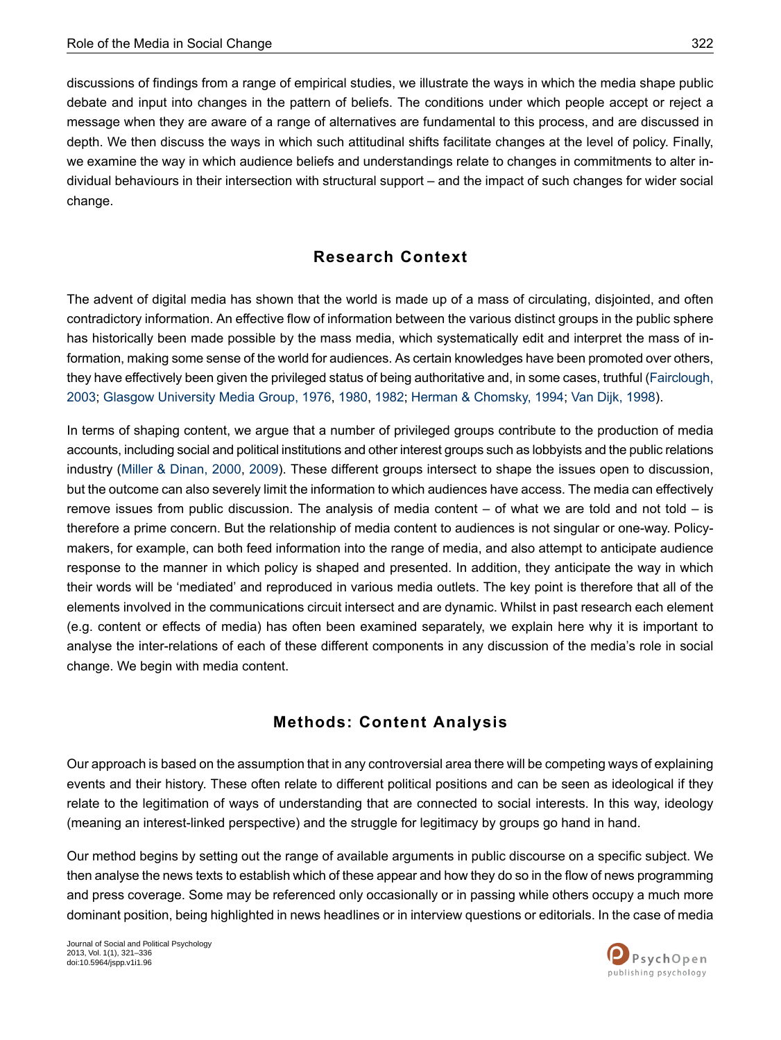discussions of findings from a range of empirical studies, we illustrate the ways in which the media shape public debate and input into changes in the pattern of beliefs. The conditions under which people accept or reject a message when they are aware of a range of alternatives are fundamental to this process, and are discussed in depth. We then discuss the ways in which such attitudinal shifts facilitate changes at the level of policy. Finally, we examine the way in which audience beliefs and understandings relate to changes in commitments to alter individual behaviours in their intersection with structural support – and the impact of such changes for wider social change.

## Research Context

The advent of digital media has shown that the world is made up of a mass of circulating, disjointed, and often contradictory information. An effective flow of information between the various distinct groups in the public sphere has historically been made possible by the mass media, which systematically edit and interpret the mass of information, making some sense of the world for audiences. As certain knowledges have been promoted over others, they have effectively been given the privileged status of being authoritative and, in some cases, truthful (Fairclough, 2003; Glasgow University Media Group, 1976, 1980, 1982; Herman & Chomsky, 1994; Van Dijk, 1998).

In terms of shaping content, we argue that a number of privileged groups contribute to the production of media accounts, including social and political institutions and other interest groups such as lobbyists and the public relations industry (Miller & Dinan, 2000, 2009). These different groups intersect to shape the issues open to discussion, but the outcome can also severely limit the information to which audiences have access. The media can effectively remove issues from public discussion. The analysis of media content – of what we are told and not told – is therefore a prime concern. But the relationship of media content to audiences is not singular or one-way. Policymakers, for example, can both feed information into the range of media, and also attempt to anticipate audience response to the manner in which policy is shaped and presented. In addition, they anticipate the way in which their words will be 'mediated' and reproduced in various media outlets. The key point is therefore that all of the elements involved in the communications circuit intersect and are dynamic. Whilst in past research each element (e.g. content or effects of media) has often been examined separately, we explain here why it is important to analyse the inter-relations of each of these different components in any discussion of the media's role in social change. We begin with media content.

## Methods: Content Analysis

Our approach is based on the assumption that in any controversial area there will be competing ways of explaining events and their history. These often relate to different political positions and can be seen as ideological if they relate to the legitimation of ways of understanding that are connected to social interests. In this way, ideology (meaning an interest-linked perspective) and the struggle for legitimacy by groups go hand in hand.

Our method begins by setting out the range of available arguments in public discourse on a specific subject. We then analyse the news texts to establish which of these appear and how they do so in the flow of news programming and press coverage. Some may be referenced only occasionally or in passing while others occupy a much more dominant position, being highlighted in news headlines or in interview questions or editorials. In the case of media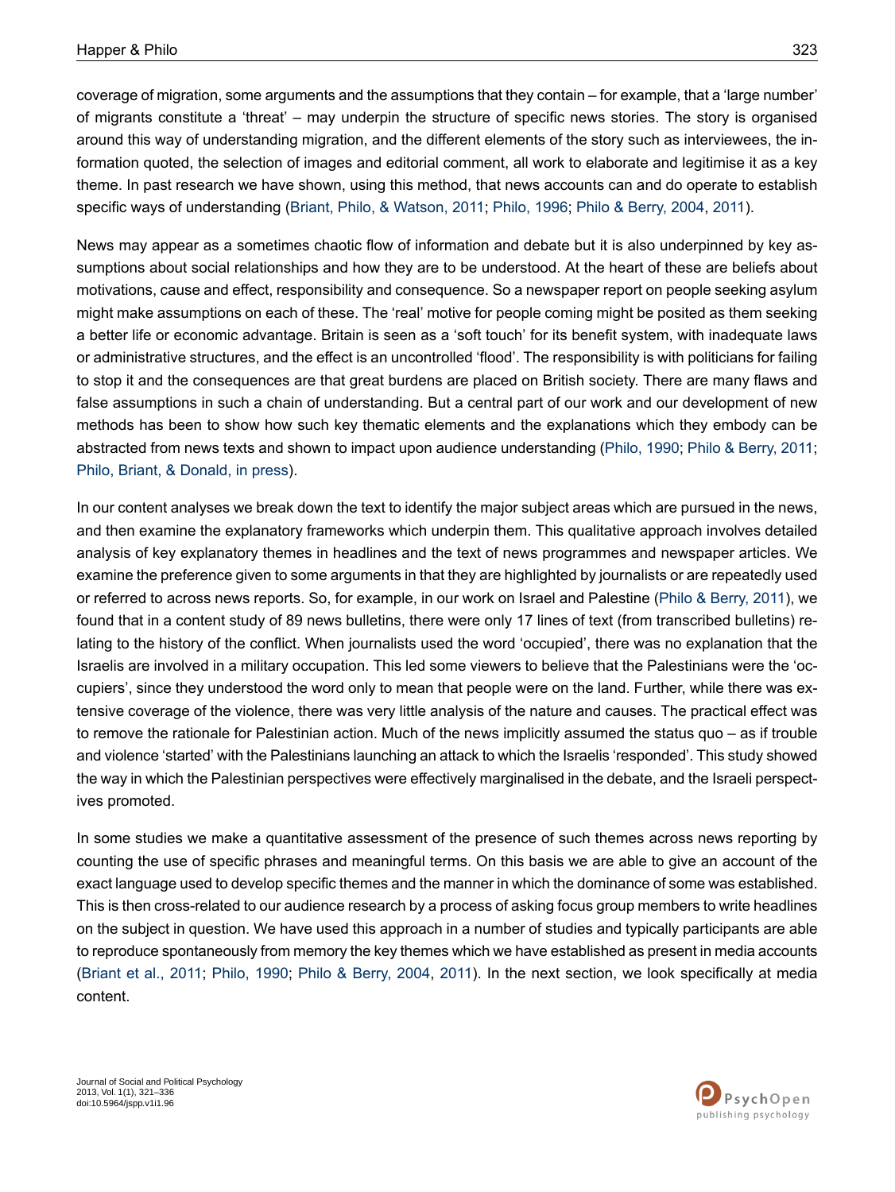coverage of migration, some arguments and the assumptions that they contain – for example, that a 'large number' of migrants constitute a 'threat' – may underpin the structure of specific news stories. The story is organised around this way of understanding migration, and the different elements of the story such as interviewees, the information quoted, the selection of images and editorial comment, all work to elaborate and legitimise it as a key theme. In past research we have shown, using this method, that news accounts can and do operate to establish specific ways of understanding (Briant, Philo, & Watson, 2011; Philo, 1996; Philo & Berry, 2004, 2011).

News may appear as a sometimes chaotic flow of information and debate but it is also underpinned by key assumptions about social relationships and how they are to be understood. At the heart of these are beliefs about motivations, cause and effect, responsibility and consequence. So a newspaper report on people seeking asylum might make assumptions on each of these. The 'real' motive for people coming might be posited as them seeking a better life or economic advantage. Britain is seen as a 'soft touch' for its benefit system, with inadequate laws or administrative structures, and the effect is an uncontrolled 'flood'. The responsibility is with politicians for failing to stop it and the consequences are that great burdens are placed on British society. There are many flaws and false assumptions in such a chain of understanding. But a central part of our work and our development of new methods has been to show how such key thematic elements and the explanations which they embody can be abstracted from news texts and shown to impact upon audience understanding (Philo, 1990; Philo & Berry, 2011; Philo, Briant, & Donald, in press).

In our content analyses we break down the text to identify the major subject areas which are pursued in the news, and then examine the explanatory frameworks which underpin them. This qualitative approach involves detailed analysis of key explanatory themes in headlines and the text of news programmes and newspaper articles. We examine the preference given to some arguments in that they are highlighted by journalists or are repeatedly used or referred to across news reports. So, for example, in our work on Israel and Palestine (Philo & Berry, 2011), we found that in a content study of 89 news bulletins, there were only 17 lines of text (from transcribed bulletins) relating to the history of the conflict. When journalists used the word 'occupied', there was no explanation that the Israelis are involved in a military occupation. This led some viewers to believe that the Palestinians were the 'occupiers', since they understood the word only to mean that people were on the land. Further, while there was extensive coverage of the violence, there was very little analysis of the nature and causes. The practical effect was to remove the rationale for Palestinian action. Much of the news implicitly assumed the status quo – as if trouble and violence 'started' with the Palestinians launching an attack to which the Israelis 'responded'. This study showed the way in which the Palestinian perspectives were effectively marginalised in the debate, and the Israeli perspectives promoted.

In some studies we make a quantitative assessment of the presence of such themes across news reporting by counting the use of specific phrases and meaningful terms. On this basis we are able to give an account of the exact language used to develop specific themes and the manner in which the dominance of some was established. This is then cross-related to our audience research by a process of asking focus group members to write headlines on the subject in question. We have used this approach in a number of studies and typically participants are able to reproduce spontaneously from memory the key themes which we have established as present in media accounts (Briant et al., 2011; Philo, 1990; Philo & Berry, 2004, 2011). In the next section, we look specifically at media content.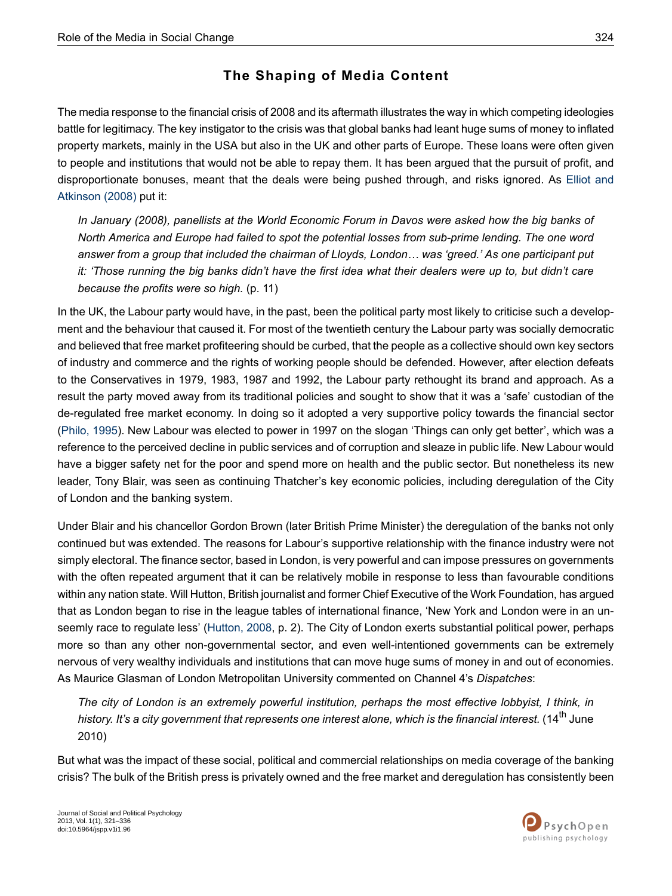## The Shaping of Media Content

The media response to the financial crisis of 2008 and its aftermath illustrates the way in which competing ideologies battle for legitimacy. The key instigator to the crisis was that global banks had leant huge sums of money to inflated property markets, mainly in the USA but also in the UK and other parts of Europe. These loans were often given to people and institutions that would not be able to repay them. It has been argued that the pursuit of profit, and disproportionate bonuses, meant that the deals were being pushed through, and risks ignored. As Elliot and Atkinson (2008) put it:

> *In January (2008), panellists at the World Economic Forum in Davos were asked how the big banks of North America and Europe had failed to spot the potential losses from sub-prime lending. The one word answer from a group that included the chairman of Lloyds, London… was 'greed.' As one participant put it: 'Those running the big banks didn't have the first idea what their dealers were up to, but didn't care because the profits were so high.* (p. 11)

In the UK, the Labour party would have, in the past, been the political party most likely to criticise such a development and the behaviour that caused it. For most of the twentieth century the Labour party was socially democratic and believed that free market profiteering should be curbed, that the people as a collective should own key sectors of industry and commerce and the rights of working people should be defended. However, after election defeats to the Conservatives in 1979, 1983, 1987 and 1992, the Labour party rethought its brand and approach. As a result the party moved away from its traditional policies and sought to show that it was a 'safe' custodian of the de-regulated free market economy. In doing so it adopted a very supportive policy towards the financial sector (Philo, 1995). New Labour was elected to power in 1997 on the slogan 'Things can only get better', which was a reference to the perceived decline in public services and of corruption and sleaze in public life. New Labour would have a bigger safety net for the poor and spend more on health and the public sector. But nonetheless its new leader, Tony Blair, was seen as continuing Thatcher's key economic policies, including deregulation of the City of London and the banking system.

Under Blair and his chancellor Gordon Brown (later British Prime Minister) the deregulation of the banks not only continued but was extended. The reasons for Labour's supportive relationship with the finance industry were not simply electoral. The finance sector, based in London, is very powerful and can impose pressures on governments with the often repeated argument that it can be relatively mobile in response to less than favourable conditions within any nation state. Will Hutton, British journalist and former Chief Executive of the Work Foundation, has argued that as London began to rise in the league tables of international finance, 'New York and London were in an unseemly race to regulate less' (Hutton, 2008, p. 2). The City of London exerts substantial political power, perhaps more so than any other non-governmental sector, and even well-intentioned governments can be extremely nervous of very wealthy individuals and institutions that can move huge sums of money in and out of economies. As Maurice Glasman of London Metropolitan University commented on Channel 4's *Dispatches*:

> *The city of London is an extremely powerful institution, perhaps the most effective lobbyist, I think, in history. It's a city government that represents one interest alone, which is the financial interest.* (14th June 2010)

But what was the impact of these social, political and commercial relationships on media coverage of the banking crisis? The bulk of the British press is privately owned and the free market and deregulation has consistently been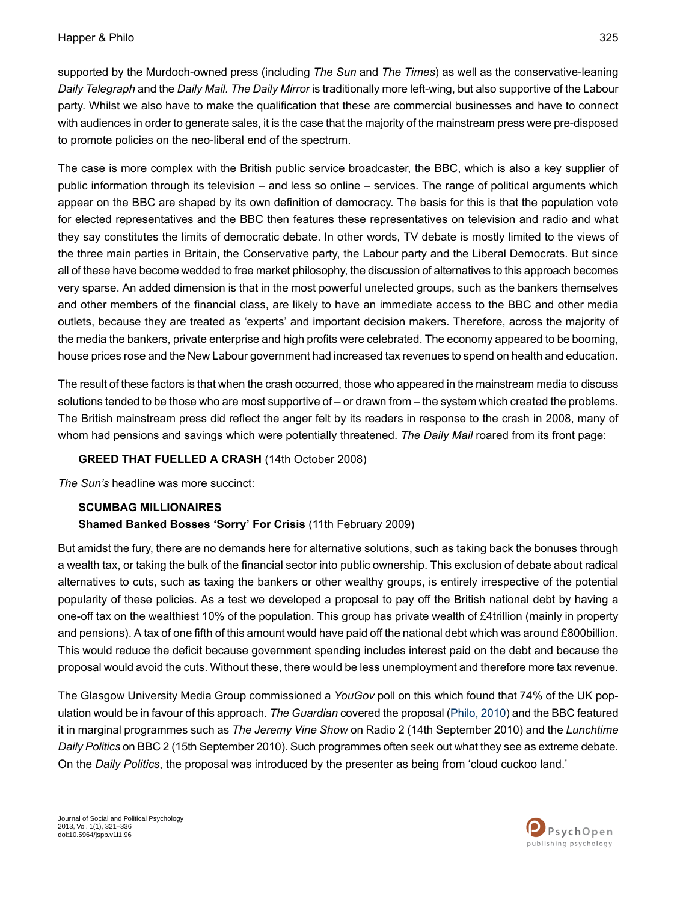supported by the Murdoch-owned press (including *The Sun* and *The Times*) as well as the conservative-leaning *Daily Telegraph* and the *Daily Mail*. *The Daily Mirror* is traditionally more left-wing, but also supportive of the Labour party. Whilst we also have to make the qualification that these are commercial businesses and have to connect with audiences in order to generate sales, it is the case that the majority of the mainstream press were pre-disposed to promote policies on the neo-liberal end of the spectrum.

The case is more complex with the British public service broadcaster, the BBC, which is also a key supplier of public information through its television – and less so online – services. The range of political arguments which appear on the BBC are shaped by its own definition of democracy. The basis for this is that the population vote for elected representatives and the BBC then features these representatives on television and radio and what they say constitutes the limits of democratic debate. In other words, TV debate is mostly limited to the views of the three main parties in Britain, the Conservative party, the Labour party and the Liberal Democrats. But since all of these have become wedded to free market philosophy, the discussion of alternatives to this approach becomes very sparse. An added dimension is that in the most powerful unelected groups, such as the bankers themselves and other members of the financial class, are likely to have an immediate access to the BBC and other media outlets, because they are treated as 'experts' and important decision makers. Therefore, across the majority of the media the bankers, private enterprise and high profits were celebrated. The economy appeared to be booming, house prices rose and the New Labour government had increased tax revenues to spend on health and education.

The result of these factors is that when the crash occurred, those who appeared in the mainstream media to discuss solutions tended to be those who are most supportive of – or drawn from – the system which created the problems. The British mainstream press did reflect the anger felt by its readers in response to the crash in 2008, many of whom had pensions and savings which were potentially threatened. *The Daily Mail* roared from its front page:

> **GREED THAT FUELLED A CRASH** (14th October 2008)

*The Sun's* headline was more succinct:

> **SCUMBAG MILLIONAIRES**
> **Shamed Banked Bosses 'Sorry' For Crisis** (11th February 2009)

But amidst the fury, there are no demands here for alternative solutions, such as taking back the bonuses through a wealth tax, or taking the bulk of the financial sector into public ownership. This exclusion of debate about radical alternatives to cuts, such as taxing the bankers or other wealthy groups, is entirely irrespective of the potential popularity of these policies. As a test we developed a proposal to pay off the British national debt by having a one-off tax on the wealthiest 10% of the population. This group has private wealth of £4trillion (mainly in property and pensions). A tax of one fifth of this amount would have paid off the national debt which was around £800billion. This would reduce the deficit because government spending includes interest paid on the debt and because the proposal would avoid the cuts. Without these, there would be less unemployment and therefore more tax revenue.

The Glasgow University Media Group commissioned a *YouGov* poll on this which found that 74% of the UK population would be in favour of this approach. *The Guardian* covered the proposal (Philo, 2010) and the BBC featured it in marginal programmes such as *The Jeremy Vine Show* on Radio 2 (14th September 2010) and the *Lunchtime Daily Politics* on BBC 2 (15th September 2010). Such programmes often seek out what they see as extreme debate. On the *Daily Politics*, the proposal was introduced by the presenter as being from 'cloud cuckoo land.'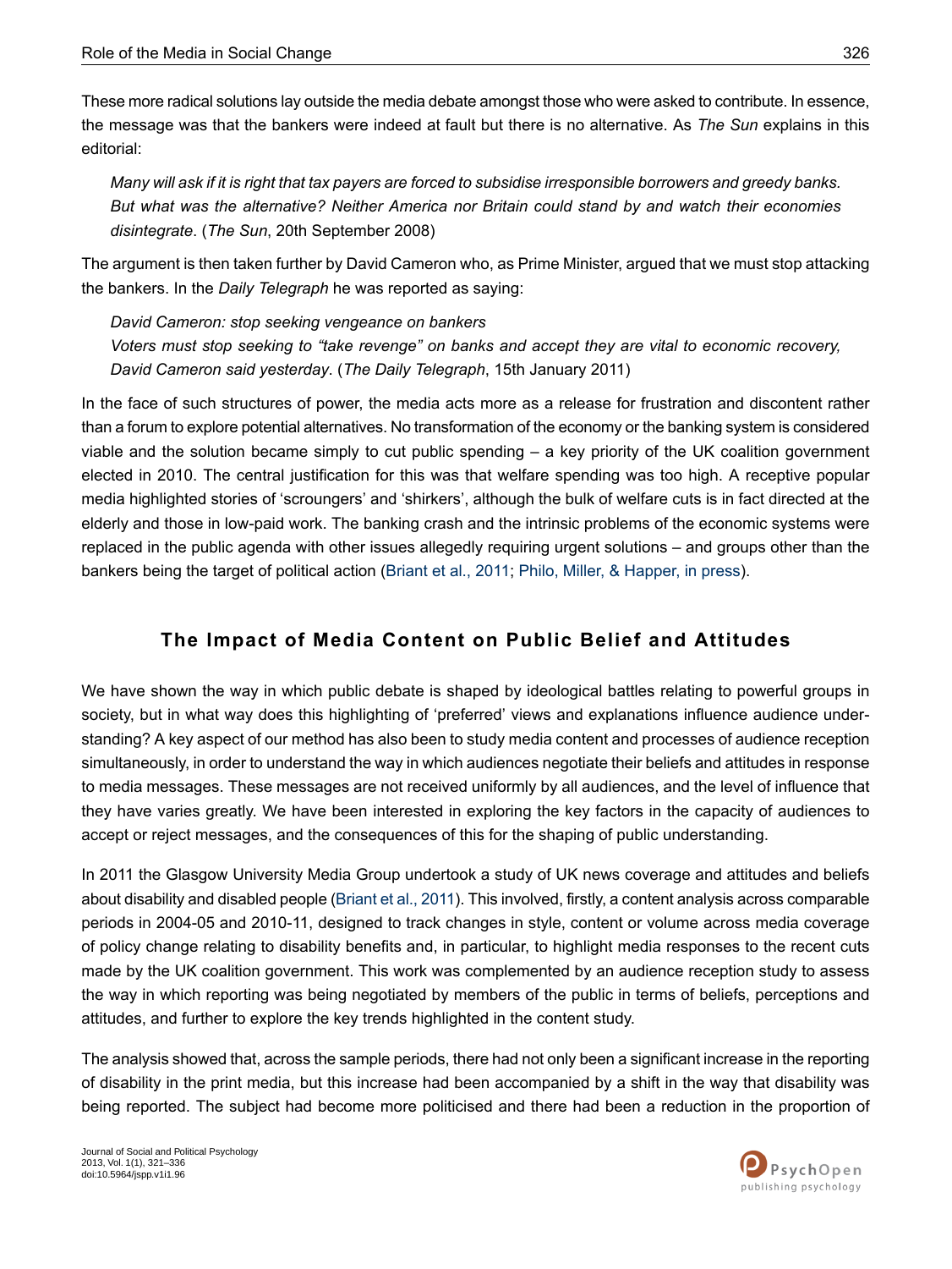These more radical solutions lay outside the media debate amongst those who were asked to contribute. In essence, the message was that the bankers were indeed at fault but there is no alternative. As *The Sun* explains in this editorial:

> *Many will ask if it is right that tax payers are forced to subsidise irresponsible borrowers and greedy banks. But what was the alternative? Neither America nor Britain could stand by and watch their economies disintegrate*. (*The Sun*, 20th September 2008)

The argument is then taken further by David Cameron who, as Prime Minister, argued that we must stop attacking the bankers. In the *Daily Telegraph* he was reported as saying:

> *David Cameron: stop seeking vengeance on bankers*
> *Voters must stop seeking to "take revenge" on banks and accept they are vital to economic recovery, David Cameron said yesterday*. (*The Daily Telegraph*, 15th January 2011)

In the face of such structures of power, the media acts more as a release for frustration and discontent rather than a forum to explore potential alternatives. No transformation of the economy or the banking system is considered viable and the solution became simply to cut public spending – a key priority of the UK coalition government elected in 2010. The central justification for this was that welfare spending was too high. A receptive popular media highlighted stories of 'scroungers' and 'shirkers', although the bulk of welfare cuts is in fact directed at the elderly and those in low-paid work. The banking crash and the intrinsic problems of the economic systems were replaced in the public agenda with other issues allegedly requiring urgent solutions – and groups other than the bankers being the target of political action (Briant et al., 2011; Philo, Miller, & Happer, in press).

## The Impact of Media Content on Public Belief and Attitudes

We have shown the way in which public debate is shaped by ideological battles relating to powerful groups in society, but in what way does this highlighting of 'preferred' views and explanations influence audience understanding? A key aspect of our method has also been to study media content and processes of audience reception simultaneously, in order to understand the way in which audiences negotiate their beliefs and attitudes in response to media messages. These messages are not received uniformly by all audiences, and the level of influence that they have varies greatly. We have been interested in exploring the key factors in the capacity of audiences to accept or reject messages, and the consequences of this for the shaping of public understanding.

In 2011 the Glasgow University Media Group undertook a study of UK news coverage and attitudes and beliefs about disability and disabled people (Briant et al., 2011). This involved, firstly, a content analysis across comparable periods in 2004-05 and 2010-11, designed to track changes in style, content or volume across media coverage of policy change relating to disability benefits and, in particular, to highlight media responses to the recent cuts made by the UK coalition government. This work was complemented by an audience reception study to assess the way in which reporting was being negotiated by members of the public in terms of beliefs, perceptions and attitudes, and further to explore the key trends highlighted in the content study.

The analysis showed that, across the sample periods, there had not only been a significant increase in the reporting of disability in the print media, but this increase had been accompanied by a shift in the way that disability was being reported. The subject had become more politicised and there had been a reduction in the proportion of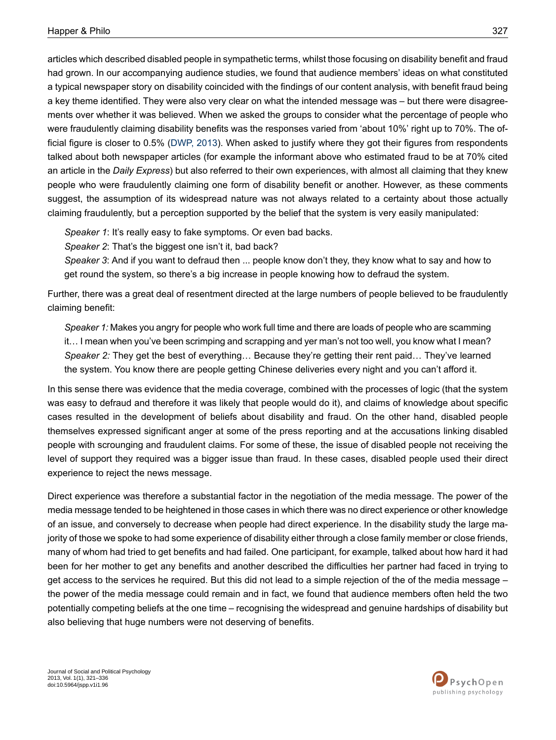articles which described disabled people in sympathetic terms, whilst those focusing on disability benefit and fraud had grown. In our accompanying audience studies, we found that audience members' ideas on what constituted a typical newspaper story on disability coincided with the findings of our content analysis, with benefit fraud being a key theme identified. They were also very clear on what the intended message was – but there were disagreements over whether it was believed. When we asked the groups to consider what the percentage of people who were fraudulently claiming disability benefits was the responses varied from 'about 10%' right up to 70%. The official figure is closer to 0.5% (DWP, 2013). When asked to justify where they got their figures from respondents talked about both newspaper articles (for example the informant above who estimated fraud to be at 70% cited an article in the *Daily Express*) but also referred to their own experiences, with almost all claiming that they knew people who were fraudulently claiming one form of disability benefit or another. However, as these comments suggest, the assumption of its widespread nature was not always related to a certainty about those actually claiming fraudulently, but a perception supported by the belief that the system is very easily manipulated:

> *Speaker 1*: It's really easy to fake symptoms. Or even bad backs.
>
> *Speaker 2*: That's the biggest one isn't it, bad back?
>
> *Speaker 3*: And if you want to defraud then ... people know don't they, they know what to say and how to get round the system, so there's a big increase in people knowing how to defraud the system.

Further, there was a great deal of resentment directed at the large numbers of people believed to be fraudulently claiming benefit:

> *Speaker 1:* Makes you angry for people who work full time and there are loads of people who are scamming it… I mean when you've been scrimping and scrapping and yer man's not too well, you know what I mean?
>
> *Speaker 2:* They get the best of everything… Because they're getting their rent paid… They've learned the system. You know there are people getting Chinese deliveries every night and you can't afford it.

In this sense there was evidence that the media coverage, combined with the processes of logic (that the system was easy to defraud and therefore it was likely that people would do it), and claims of knowledge about specific cases resulted in the development of beliefs about disability and fraud. On the other hand, disabled people themselves expressed significant anger at some of the press reporting and at the accusations linking disabled people with scrounging and fraudulent claims. For some of these, the issue of disabled people not receiving the level of support they required was a bigger issue than fraud. In these cases, disabled people used their direct experience to reject the news message.

Direct experience was therefore a substantial factor in the negotiation of the media message. The power of the media message tended to be heightened in those cases in which there was no direct experience or other knowledge of an issue, and conversely to decrease when people had direct experience. In the disability study the large majority of those we spoke to had some experience of disability either through a close family member or close friends, many of whom had tried to get benefits and had failed. One participant, for example, talked about how hard it had been for her mother to get any benefits and another described the difficulties her partner had faced in trying to get access to the services he required. But this did not lead to a simple rejection of the of the media message – the power of the media message could remain and in fact, we found that audience members often held the two potentially competing beliefs at the one time – recognising the widespread and genuine hardships of disability but also believing that huge numbers were not deserving of benefits.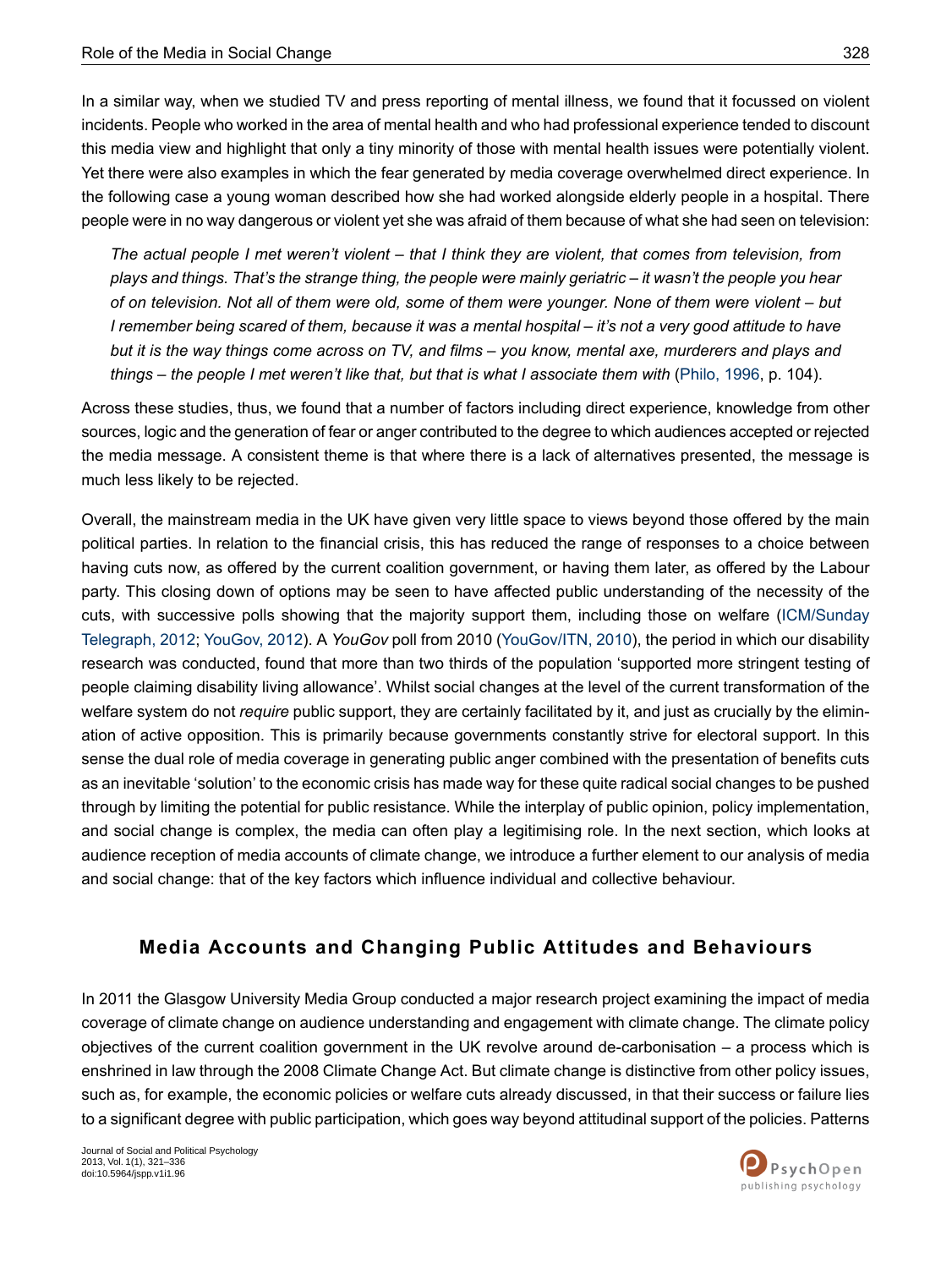In a similar way, when we studied TV and press reporting of mental illness, we found that it focussed on violent incidents. People who worked in the area of mental health and who had professional experience tended to discount this media view and highlight that only a tiny minority of those with mental health issues were potentially violent. Yet there were also examples in which the fear generated by media coverage overwhelmed direct experience. In the following case a young woman described how she had worked alongside elderly people in a hospital. There people were in no way dangerous or violent yet she was afraid of them because of what she had seen on television:

> *The actual people I met weren't violent – that I think they are violent, that comes from television, from plays and things. That's the strange thing, the people were mainly geriatric – it wasn't the people you hear of on television. Not all of them were old, some of them were younger. None of them were violent – but I remember being scared of them, because it was a mental hospital – it's not a very good attitude to have but it is the way things come across on TV, and films – you know, mental axe, murderers and plays and things – the people I met weren't like that, but that is what I associate them with* (Philo, 1996, p. 104).

Across these studies, thus, we found that a number of factors including direct experience, knowledge from other sources, logic and the generation of fear or anger contributed to the degree to which audiences accepted or rejected the media message. A consistent theme is that where there is a lack of alternatives presented, the message is much less likely to be rejected.

Overall, the mainstream media in the UK have given very little space to views beyond those offered by the main political parties. In relation to the financial crisis, this has reduced the range of responses to a choice between having cuts now, as offered by the current coalition government, or having them later, as offered by the Labour party. This closing down of options may be seen to have affected public understanding of the necessity of the cuts, with successive polls showing that the majority support them, including those on welfare (ICM/Sunday Telegraph, 2012; YouGov, 2012). A *YouGov* poll from 2010 (YouGov/ITN, 2010), the period in which our disability research was conducted, found that more than two thirds of the population 'supported more stringent testing of people claiming disability living allowance'. Whilst social changes at the level of the current transformation of the welfare system do not *require* public support, they are certainly facilitated by it, and just as crucially by the elimination of active opposition. This is primarily because governments constantly strive for electoral support. In this sense the dual role of media coverage in generating public anger combined with the presentation of benefits cuts as an inevitable 'solution' to the economic crisis has made way for these quite radical social changes to be pushed through by limiting the potential for public resistance. While the interplay of public opinion, policy implementation, and social change is complex, the media can often play a legitimising role. In the next section, which looks at audience reception of media accounts of climate change, we introduce a further element to our analysis of media and social change: that of the key factors which influence individual and collective behaviour.

## Media Accounts and Changing Public Attitudes and Behaviours

In 2011 the Glasgow University Media Group conducted a major research project examining the impact of media coverage of climate change on audience understanding and engagement with climate change. The climate policy objectives of the current coalition government in the UK revolve around de-carbonisation – a process which is enshrined in law through the 2008 Climate Change Act. But climate change is distinctive from other policy issues, such as, for example, the economic policies or welfare cuts already discussed, in that their success or failure lies to a significant degree with public participation, which goes way beyond attitudinal support of the policies. Patterns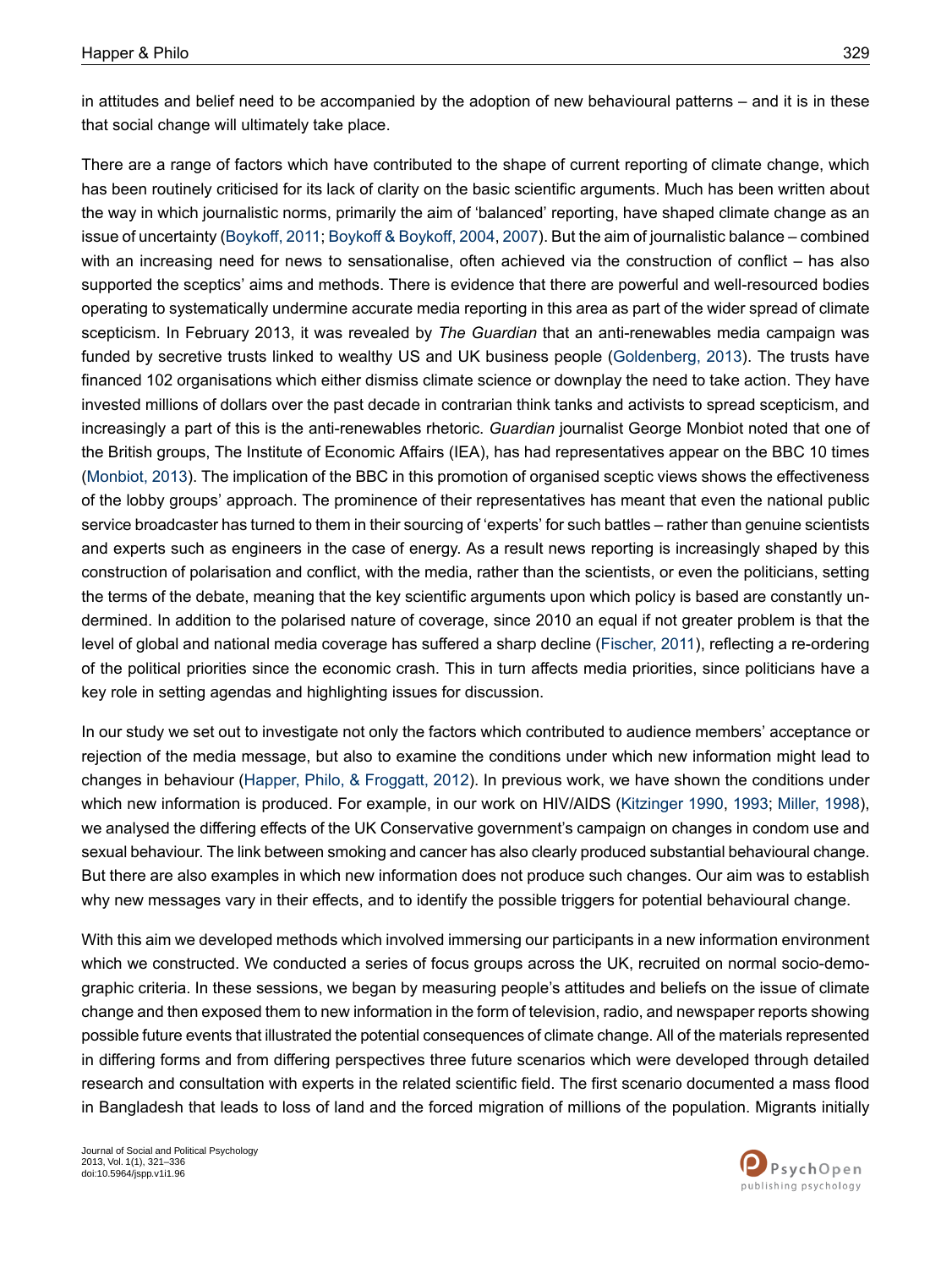in attitudes and belief need to be accompanied by the adoption of new behavioural patterns – and it is in these that social change will ultimately take place.

There are a range of factors which have contributed to the shape of current reporting of climate change, which has been routinely criticised for its lack of clarity on the basic scientific arguments. Much has been written about the way in which journalistic norms, primarily the aim of 'balanced' reporting, have shaped climate change as an issue of uncertainty (Boykoff, 2011; Boykoff & Boykoff, 2004, 2007). But the aim of journalistic balance – combined with an increasing need for news to sensationalise, often achieved via the construction of conflict – has also supported the sceptics' aims and methods. There is evidence that there are powerful and well-resourced bodies operating to systematically undermine accurate media reporting in this area as part of the wider spread of climate scepticism. In February 2013, it was revealed by *The Guardian* that an anti-renewables media campaign was funded by secretive trusts linked to wealthy US and UK business people (Goldenberg, 2013). The trusts have financed 102 organisations which either dismiss climate science or downplay the need to take action. They have invested millions of dollars over the past decade in contrarian think tanks and activists to spread scepticism, and increasingly a part of this is the anti-renewables rhetoric. *Guardian* journalist George Monbiot noted that one of the British groups, The Institute of Economic Affairs (IEA), has had representatives appear on the BBC 10 times (Monbiot, 2013). The implication of the BBC in this promotion of organised sceptic views shows the effectiveness of the lobby groups' approach. The prominence of their representatives has meant that even the national public service broadcaster has turned to them in their sourcing of 'experts' for such battles – rather than genuine scientists and experts such as engineers in the case of energy. As a result news reporting is increasingly shaped by this construction of polarisation and conflict, with the media, rather than the scientists, or even the politicians, setting the terms of the debate, meaning that the key scientific arguments upon which policy is based are constantly undermined. In addition to the polarised nature of coverage, since 2010 an equal if not greater problem is that the level of global and national media coverage has suffered a sharp decline (Fischer, 2011), reflecting a re-ordering of the political priorities since the economic crash. This in turn affects media priorities, since politicians have a key role in setting agendas and highlighting issues for discussion.

In our study we set out to investigate not only the factors which contributed to audience members' acceptance or rejection of the media message, but also to examine the conditions under which new information might lead to changes in behaviour (Happer, Philo, & Froggatt, 2012). In previous work, we have shown the conditions under which new information is produced. For example, in our work on HIV/AIDS (Kitzinger 1990, 1993; Miller, 1998), we analysed the differing effects of the UK Conservative government's campaign on changes in condom use and sexual behaviour. The link between smoking and cancer has also clearly produced substantial behavioural change. But there are also examples in which new information does not produce such changes. Our aim was to establish why new messages vary in their effects, and to identify the possible triggers for potential behavioural change.

With this aim we developed methods which involved immersing our participants in a new information environment which we constructed. We conducted a series of focus groups across the UK, recruited on normal socio-demographic criteria. In these sessions, we began by measuring people's attitudes and beliefs on the issue of climate change and then exposed them to new information in the form of television, radio, and newspaper reports showing possible future events that illustrated the potential consequences of climate change. All of the materials represented in differing forms and from differing perspectives three future scenarios which were developed through detailed research and consultation with experts in the related scientific field. The first scenario documented a mass flood in Bangladesh that leads to loss of land and the forced migration of millions of the population. Migrants initially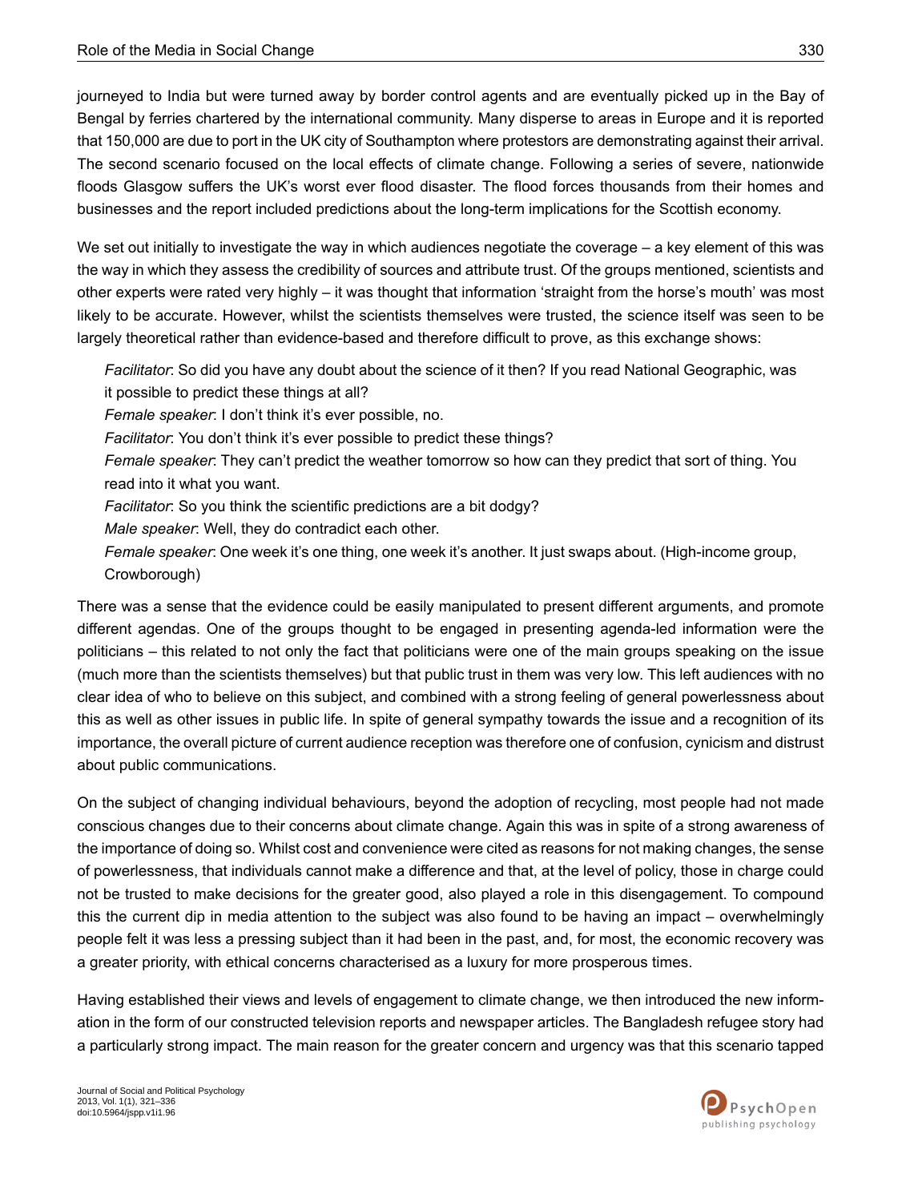journeyed to India but were turned away by border control agents and are eventually picked up in the Bay of Bengal by ferries chartered by the international community. Many disperse to areas in Europe and it is reported that 150,000 are due to port in the UK city of Southampton where protestors are demonstrating against their arrival. The second scenario focused on the local effects of climate change. Following a series of severe, nationwide floods Glasgow suffers the UK's worst ever flood disaster. The flood forces thousands from their homes and businesses and the report included predictions about the long-term implications for the Scottish economy.

We set out initially to investigate the way in which audiences negotiate the coverage – a key element of this was the way in which they assess the credibility of sources and attribute trust. Of the groups mentioned, scientists and other experts were rated very highly – it was thought that information 'straight from the horse's mouth' was most likely to be accurate. However, whilst the scientists themselves were trusted, the science itself was seen to be largely theoretical rather than evidence-based and therefore difficult to prove, as this exchange shows:

> *Facilitator*: So did you have any doubt about the science of it then? If you read National Geographic, was it possible to predict these things at all?
> *Female speaker*: I don't think it's ever possible, no.
> *Facilitator*: You don't think it's ever possible to predict these things?
> *Female speaker*: They can't predict the weather tomorrow so how can they predict that sort of thing. You read into it what you want.
> *Facilitator*: So you think the scientific predictions are a bit dodgy?
> *Male speaker*: Well, they do contradict each other.
> *Female speaker*: One week it's one thing, one week it's another. It just swaps about. (High-income group, Crowborough)

There was a sense that the evidence could be easily manipulated to present different arguments, and promote different agendas. One of the groups thought to be engaged in presenting agenda-led information were the politicians – this related to not only the fact that politicians were one of the main groups speaking on the issue (much more than the scientists themselves) but that public trust in them was very low. This left audiences with no clear idea of who to believe on this subject, and combined with a strong feeling of general powerlessness about this as well as other issues in public life. In spite of general sympathy towards the issue and a recognition of its importance, the overall picture of current audience reception was therefore one of confusion, cynicism and distrust about public communications.

On the subject of changing individual behaviours, beyond the adoption of recycling, most people had not made conscious changes due to their concerns about climate change. Again this was in spite of a strong awareness of the importance of doing so. Whilst cost and convenience were cited as reasons for not making changes, the sense of powerlessness, that individuals cannot make a difference and that, at the level of policy, those in charge could not be trusted to make decisions for the greater good, also played a role in this disengagement. To compound this the current dip in media attention to the subject was also found to be having an impact – overwhelmingly people felt it was less a pressing subject than it had been in the past, and, for most, the economic recovery was a greater priority, with ethical concerns characterised as a luxury for more prosperous times.

Having established their views and levels of engagement to climate change, we then introduced the new information in the form of our constructed television reports and newspaper articles. The Bangladesh refugee story had a particularly strong impact. The main reason for the greater concern and urgency was that this scenario tapped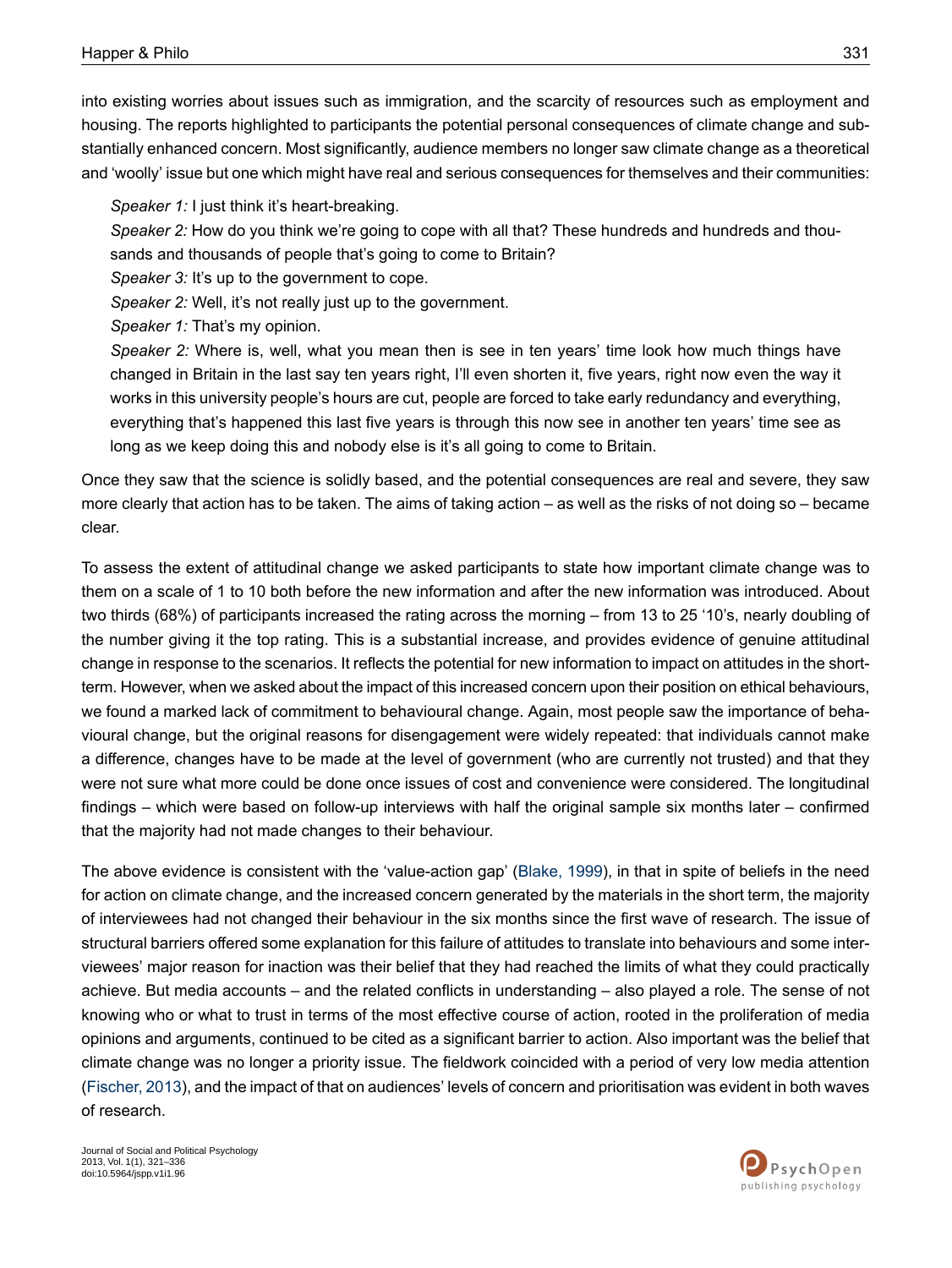into existing worries about issues such as immigration, and the scarcity of resources such as employment and housing. The reports highlighted to participants the potential personal consequences of climate change and substantially enhanced concern. Most significantly, audience members no longer saw climate change as a theoretical and 'woolly' issue but one which might have real and serious consequences for themselves and their communities:

> *Speaker 1:* I just think it's heart-breaking.
>
> *Speaker 2:* How do you think we're going to cope with all that? These hundreds and hundreds and thousands and thousands of people that's going to come to Britain?
>
> *Speaker 3:* It's up to the government to cope.
>
> *Speaker 2:* Well, it's not really just up to the government.
>
> *Speaker 1:* That's my opinion.
>
> *Speaker 2:* Where is, well, what you mean then is see in ten years' time look how much things have changed in Britain in the last say ten years right, I'll even shorten it, five years, right now even the way it works in this university people's hours are cut, people are forced to take early redundancy and everything, everything that's happened this last five years is through this now see in another ten years' time see as long as we keep doing this and nobody else is it's all going to come to Britain.

Once they saw that the science is solidly based, and the potential consequences are real and severe, they saw more clearly that action has to be taken. The aims of taking action – as well as the risks of not doing so – became clear.

To assess the extent of attitudinal change we asked participants to state how important climate change was to them on a scale of 1 to 10 both before the new information and after the new information was introduced. About two thirds (68%) of participants increased the rating across the morning – from 13 to 25 '10's, nearly doubling of the number giving it the top rating. This is a substantial increase, and provides evidence of genuine attitudinal change in response to the scenarios. It reflects the potential for new information to impact on attitudes in the short-term. However, when we asked about the impact of this increased concern upon their position on ethical behaviours, we found a marked lack of commitment to behavioural change. Again, most people saw the importance of behavioural change, but the original reasons for disengagement were widely repeated: that individuals cannot make a difference, changes have to be made at the level of government (who are currently not trusted) and that they were not sure what more could be done once issues of cost and convenience were considered. The longitudinal findings – which were based on follow-up interviews with half the original sample six months later – confirmed that the majority had not made changes to their behaviour.

The above evidence is consistent with the 'value-action gap' (Blake, 1999), in that in spite of beliefs in the need for action on climate change, and the increased concern generated by the materials in the short term, the majority of interviewees had not changed their behaviour in the six months since the first wave of research. The issue of structural barriers offered some explanation for this failure of attitudes to translate into behaviours and some interviewees' major reason for inaction was their belief that they had reached the limits of what they could practically achieve. But media accounts – and the related conflicts in understanding – also played a role. The sense of not knowing who or what to trust in terms of the most effective course of action, rooted in the proliferation of media opinions and arguments, continued to be cited as a significant barrier to action. Also important was the belief that climate change was no longer a priority issue. The fieldwork coincided with a period of very low media attention (Fischer, 2013), and the impact of that on audiences' levels of concern and prioritisation was evident in both waves of research.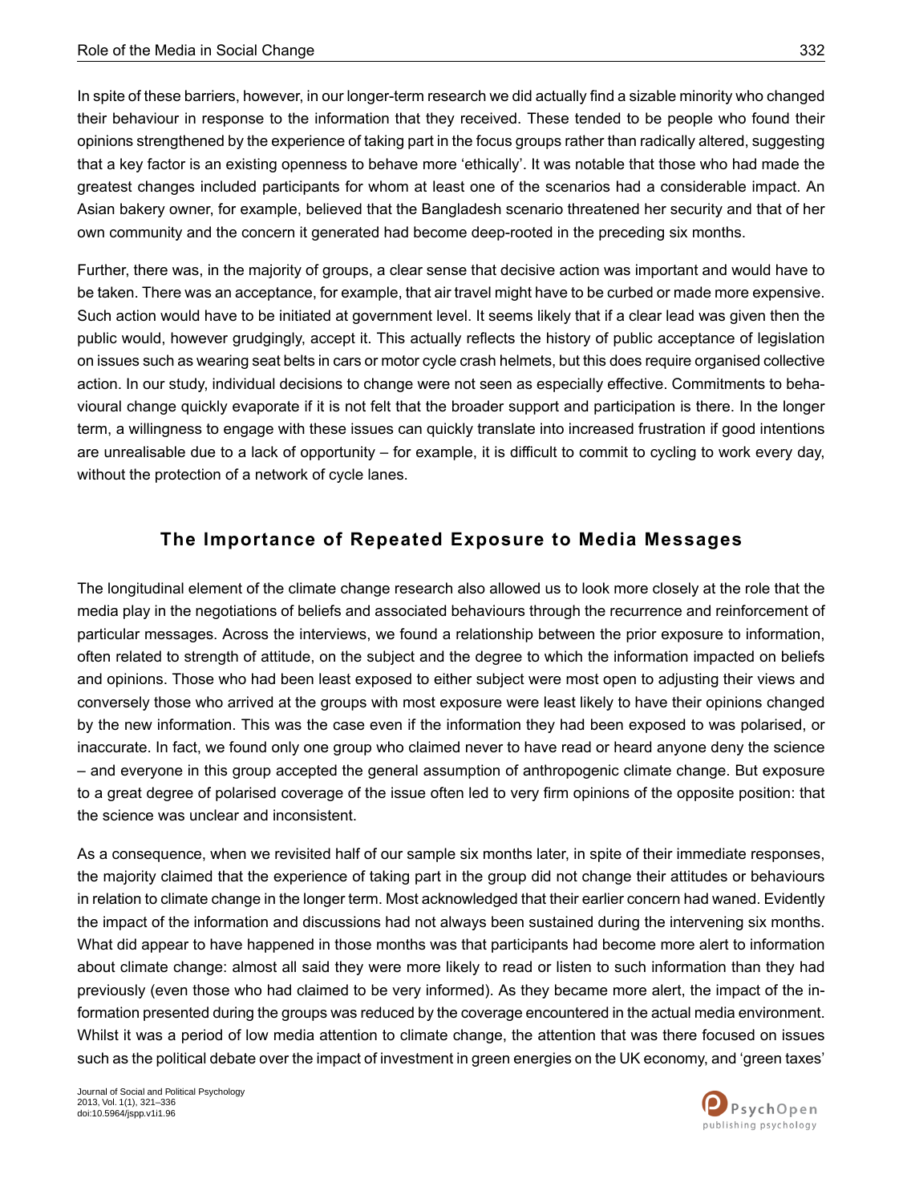In spite of these barriers, however, in our longer-term research we did actually find a sizable minority who changed their behaviour in response to the information that they received. These tended to be people who found their opinions strengthened by the experience of taking part in the focus groups rather than radically altered, suggesting that a key factor is an existing openness to behave more 'ethically'. It was notable that those who had made the greatest changes included participants for whom at least one of the scenarios had a considerable impact. An Asian bakery owner, for example, believed that the Bangladesh scenario threatened her security and that of her own community and the concern it generated had become deep-rooted in the preceding six months.

Further, there was, in the majority of groups, a clear sense that decisive action was important and would have to be taken. There was an acceptance, for example, that air travel might have to be curbed or made more expensive. Such action would have to be initiated at government level. It seems likely that if a clear lead was given then the public would, however grudgingly, accept it. This actually reflects the history of public acceptance of legislation on issues such as wearing seat belts in cars or motor cycle crash helmets, but this does require organised collective action. In our study, individual decisions to change were not seen as especially effective. Commitments to behavioural change quickly evaporate if it is not felt that the broader support and participation is there. In the longer term, a willingness to engage with these issues can quickly translate into increased frustration if good intentions are unrealisable due to a lack of opportunity – for example, it is difficult to commit to cycling to work every day, without the protection of a network of cycle lanes.

## The Importance of Repeated Exposure to Media Messages

The longitudinal element of the climate change research also allowed us to look more closely at the role that the media play in the negotiations of beliefs and associated behaviours through the recurrence and reinforcement of particular messages. Across the interviews, we found a relationship between the prior exposure to information, often related to strength of attitude, on the subject and the degree to which the information impacted on beliefs and opinions. Those who had been least exposed to either subject were most open to adjusting their views and conversely those who arrived at the groups with most exposure were least likely to have their opinions changed by the new information. This was the case even if the information they had been exposed to was polarised, or inaccurate. In fact, we found only one group who claimed never to have read or heard anyone deny the science – and everyone in this group accepted the general assumption of anthropogenic climate change. But exposure to a great degree of polarised coverage of the issue often led to very firm opinions of the opposite position: that the science was unclear and inconsistent.

As a consequence, when we revisited half of our sample six months later, in spite of their immediate responses, the majority claimed that the experience of taking part in the group did not change their attitudes or behaviours in relation to climate change in the longer term. Most acknowledged that their earlier concern had waned. Evidently the impact of the information and discussions had not always been sustained during the intervening six months. What did appear to have happened in those months was that participants had become more alert to information about climate change: almost all said they were more likely to read or listen to such information than they had previously (even those who had claimed to be very informed). As they became more alert, the impact of the information presented during the groups was reduced by the coverage encountered in the actual media environment. Whilst it was a period of low media attention to climate change, the attention that was there focused on issues such as the political debate over the impact of investment in green energies on the UK economy, and 'green taxes'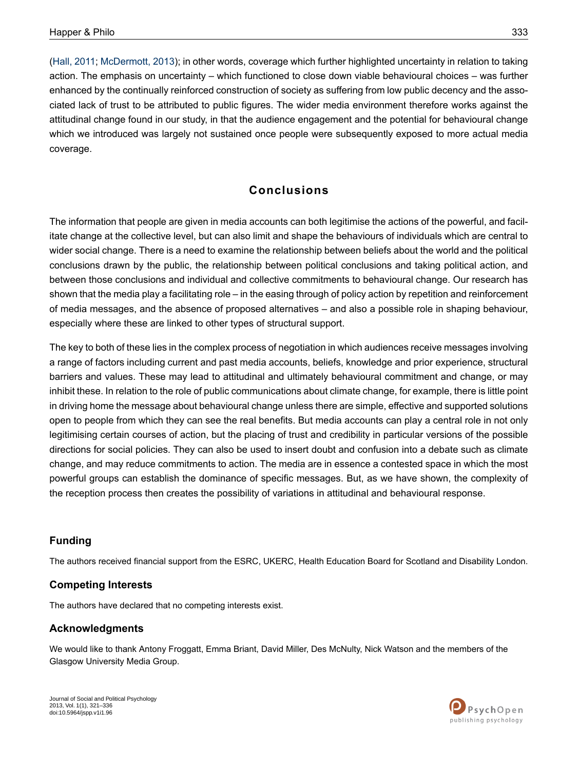(Hall, 2011; McDermott, 2013); in other words, coverage which further highlighted uncertainty in relation to taking action. The emphasis on uncertainty – which functioned to close down viable behavioural choices – was further enhanced by the continually reinforced construction of society as suffering from low public decency and the associated lack of trust to be attributed to public figures. The wider media environment therefore works against the attitudinal change found in our study, in that the audience engagement and the potential for behavioural change which we introduced was largely not sustained once people were subsequently exposed to more actual media coverage.

## Conclusions

The information that people are given in media accounts can both legitimise the actions of the powerful, and facilitate change at the collective level, but can also limit and shape the behaviours of individuals which are central to wider social change. There is a need to examine the relationship between beliefs about the world and the political conclusions drawn by the public, the relationship between political conclusions and taking political action, and between those conclusions and individual and collective commitments to behavioural change. Our research has shown that the media play a facilitating role – in the easing through of policy action by repetition and reinforcement of media messages, and the absence of proposed alternatives – and also a possible role in shaping behaviour, especially where these are linked to other types of structural support.

The key to both of these lies in the complex process of negotiation in which audiences receive messages involving a range of factors including current and past media accounts, beliefs, knowledge and prior experience, structural barriers and values. These may lead to attitudinal and ultimately behavioural commitment and change, or may inhibit these. In relation to the role of public communications about climate change, for example, there is little point in driving home the message about behavioural change unless there are simple, effective and supported solutions open to people from which they can see the real benefits. But media accounts can play a central role in not only legitimising certain courses of action, but the placing of trust and credibility in particular versions of the possible directions for social policies. They can also be used to insert doubt and confusion into a debate such as climate change, and may reduce commitments to action. The media are in essence a contested space in which the most powerful groups can establish the dominance of specific messages. But, as we have shown, the complexity of the reception process then creates the possibility of variations in attitudinal and behavioural response.

### Funding

The authors received financial support from the ESRC, UKERC, Health Education Board for Scotland and Disability London.

### Competing Interests

The authors have declared that no competing interests exist.

### Acknowledgments

We would like to thank Antony Froggatt, Emma Briant, David Miller, Des McNulty, Nick Watson and the members of the Glasgow University Media Group.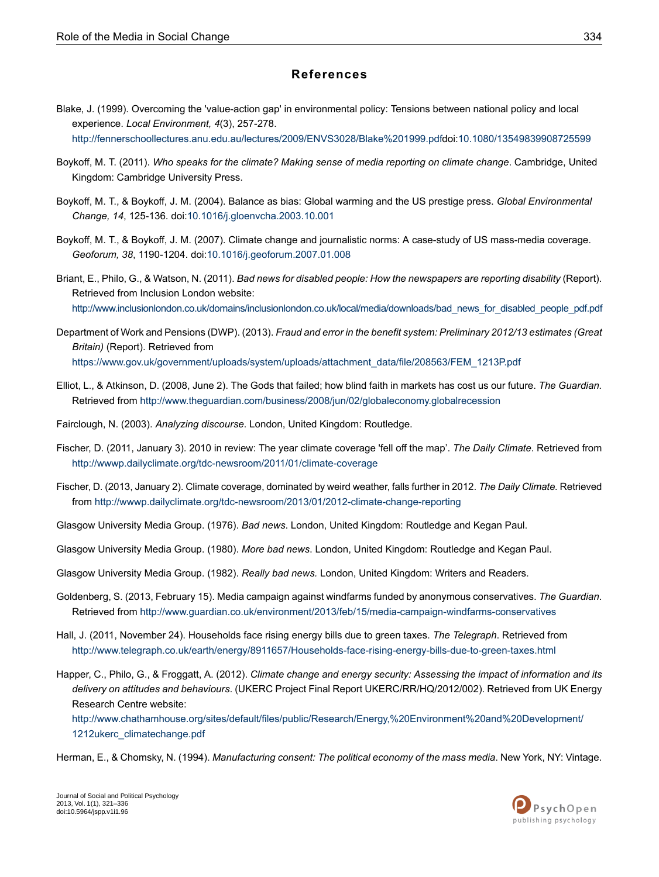## References

Blake, J. (1999). Overcoming the 'value-action gap' in environmental policy: Tensions between national policy and local experience. *Local Environment, 4*(3), 257-278. http://fennerschoollectures.anu.edu.au/lectures/2009/ENVS3028/Blake%201999.pdfdoi:10.1080/13549839908725599

Boykoff, M. T. (2011). *Who speaks for the climate? Making sense of media reporting on climate change*. Cambridge, United Kingdom: Cambridge University Press.

Boykoff, M. T., & Boykoff, J. M. (2004). Balance as bias: Global warming and the US prestige press. *Global Environmental Change, 14*, 125-136. doi:10.1016/j.gloenvcha.2003.10.001

Boykoff, M. T., & Boykoff, J. M. (2007). Climate change and journalistic norms: A case-study of US mass-media coverage. *Geoforum, 38*, 1190-1204. doi:10.1016/j.geoforum.2007.01.008

Briant, E., Philo, G., & Watson, N. (2011). *Bad news for disabled people: How the newspapers are reporting disability* (Report). Retrieved from Inclusion London website: http://www.inclusionlondon.co.uk/domains/inclusionlondon.co.uk/local/media/downloads/bad_news_for_disabled_people_pdf.pdf

Department of Work and Pensions (DWP). (2013). *Fraud and error in the benefit system: Preliminary 2012/13 estimates (Great Britain)* (Report). Retrieved from https://www.gov.uk/government/uploads/system/uploads/attachment_data/file/208563/FEM_1213P.pdf

Elliot, L., & Atkinson, D. (2008, June 2). The Gods that failed; how blind faith in markets has cost us our future. *The Guardian.* Retrieved from http://www.theguardian.com/business/2008/jun/02/globaleconomy.globalrecession

Fairclough, N. (2003). *Analyzing discourse*. London, United Kingdom: Routledge.

Fischer, D. (2011, January 3). 2010 in review: The year climate coverage 'fell off the map'. *The Daily Climate*. Retrieved from http://wwwp.dailyclimate.org/tdc-newsroom/2011/01/climate-coverage

Fischer, D. (2013, January 2). Climate coverage, dominated by weird weather, falls further in 2012. *The Daily Climate.* Retrieved from http://wwwp.dailyclimate.org/tdc-newsroom/2013/01/2012-climate-change-reporting

Glasgow University Media Group. (1976). *Bad news*. London, United Kingdom: Routledge and Kegan Paul.

Glasgow University Media Group. (1980). *More bad news*. London, United Kingdom: Routledge and Kegan Paul.

Glasgow University Media Group. (1982). *Really bad news.* London, United Kingdom: Writers and Readers.

Goldenberg, S. (2013, February 15). Media campaign against windfarms funded by anonymous conservatives. *The Guardian*. Retrieved from http://www.guardian.co.uk/environment/2013/feb/15/media-campaign-windfarms-conservatives

Hall, J. (2011, November 24). Households face rising energy bills due to green taxes. *The Telegraph*. Retrieved from http://www.telegraph.co.uk/earth/energy/8911657/Households-face-rising-energy-bills-due-to-green-taxes.html

Happer, C., Philo, G., & Froggatt, A. (2012). *Climate change and energy security: Assessing the impact of information and its delivery on attitudes and behaviours*. (UKERC Project Final Report UKERC/RR/HQ/2012/002). Retrieved from UK Energy Research Centre website: http://www.chathamhouse.org/sites/default/files/public/Research/Energy,%20Environment%20and%20Development/1212ukerc_climatechange.pdf

Herman, E., & Chomsky, N. (1994). *Manufacturing consent: The political economy of the mass media*. New York, NY: Vintage.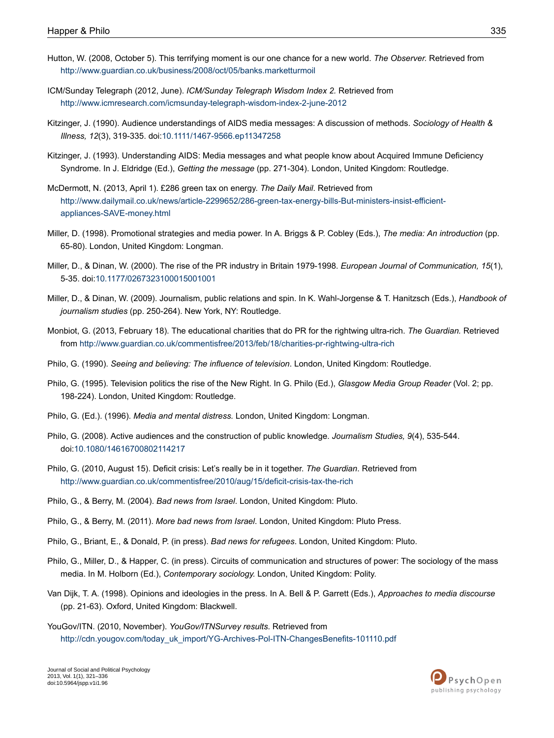Hutton, W. (2008, October 5). This terrifying moment is our one chance for a new world. *The Observer.* Retrieved from http://www.guardian.co.uk/business/2008/oct/05/banks.marketturmoil

ICM/Sunday Telegraph (2012, June). *ICM/Sunday Telegraph Wisdom Index 2.* Retrieved from http://www.icmresearch.com/icmsunday-telegraph-wisdom-index-2-june-2012

Kitzinger, J. (1990). Audience understandings of AIDS media messages: A discussion of methods. *Sociology of Health & Illness, 12*(3), 319-335. doi:10.1111/1467-9566.ep11347258

Kitzinger, J. (1993). Understanding AIDS: Media messages and what people know about Acquired Immune Deficiency Syndrome. In J. Eldridge (Ed.), *Getting the message* (pp. 271-304). London, United Kingdom: Routledge.

McDermott, N. (2013, April 1). £286 green tax on energy. *The Daily Mail*. Retrieved from http://www.dailymail.co.uk/news/article-2299652/286-green-tax-energy-bills-But-ministers-insist-efficient-appliances-SAVE-money.html

Miller, D. (1998). Promotional strategies and media power. In A. Briggs & P. Cobley (Eds.), *The media: An introduction* (pp. 65-80). London, United Kingdom: Longman.

Miller, D., & Dinan, W. (2000). The rise of the PR industry in Britain 1979-1998. *European Journal of Communication, 15*(1), 5-35. doi:10.1177/0267323100015001001

Miller, D., & Dinan, W. (2009). Journalism, public relations and spin. In K. Wahl-Jorgense & T. Hanitzsch (Eds.), *Handbook of journalism studies* (pp. 250-264). New York, NY: Routledge.

Monbiot, G. (2013, February 18). The educational charities that do PR for the rightwing ultra-rich. *The Guardian.* Retrieved from http://www.guardian.co.uk/commentisfree/2013/feb/18/charities-pr-rightwing-ultra-rich

Philo, G. (1990). *Seeing and believing: The influence of television*. London, United Kingdom: Routledge.

Philo, G. (1995). Television politics the rise of the New Right. In G. Philo (Ed.), *Glasgow Media Group Reader* (Vol. 2; pp. 198-224). London, United Kingdom: Routledge.

Philo, G. (Ed.). (1996). *Media and mental distress.* London, United Kingdom: Longman.

Philo, G. (2008). Active audiences and the construction of public knowledge. *Journalism Studies, 9*(4), 535-544. doi:10.1080/14616700802114217

Philo, G. (2010, August 15). Deficit crisis: Let's really be in it together. *The Guardian*. Retrieved from http://www.guardian.co.uk/commentisfree/2010/aug/15/deficit-crisis-tax-the-rich

Philo, G., & Berry, M. (2004). *Bad news from Israel*. London, United Kingdom: Pluto.

Philo, G., & Berry, M. (2011). *More bad news from Israel*. London, United Kingdom: Pluto Press.

Philo, G., Briant, E., & Donald, P. (in press). *Bad news for refugees*. London, United Kingdom: Pluto.

Philo, G., Miller, D., & Happer, C. (in press). Circuits of communication and structures of power: The sociology of the mass media. In M. Holborn (Ed.), *Contemporary sociology.* London, United Kingdom: Polity.

Van Dijk, T. A. (1998). Opinions and ideologies in the press. In A. Bell & P. Garrett (Eds.), *Approaches to media discourse* (pp. 21-63). Oxford, United Kingdom: Blackwell.

YouGov/ITN. (2010, November). *YouGov/ITNSurvey results*. Retrieved from http://cdn.yougov.com/today_uk_import/YG-Archives-Pol-ITN-ChangesBenefits-101110.pdf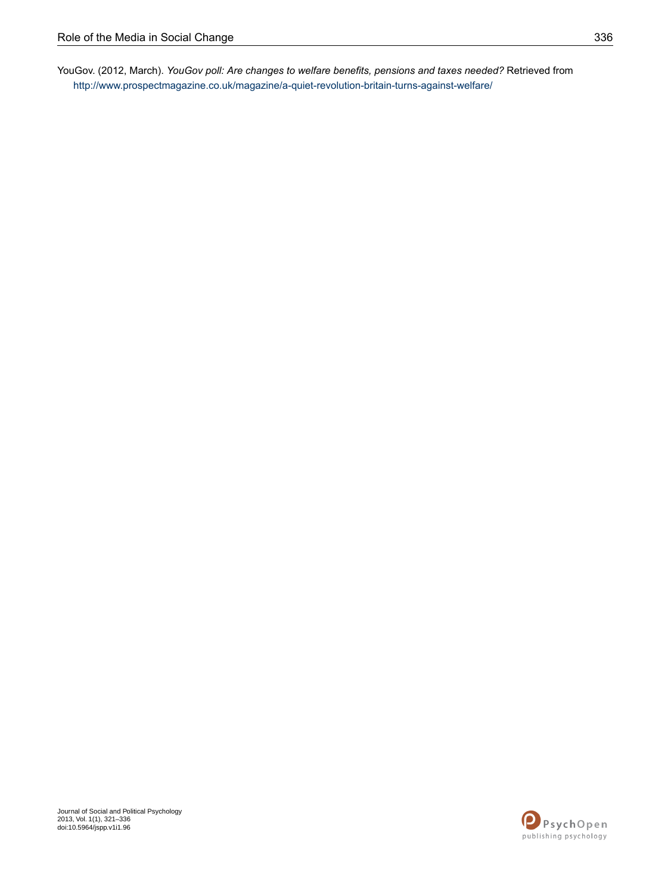YouGov. (2012, March). *YouGov poll: Are changes to welfare benefits, pensions and taxes needed?* Retrieved from http://www.prospectmagazine.co.uk/magazine/a-quiet-revolution-britain-turns-against-welfare/